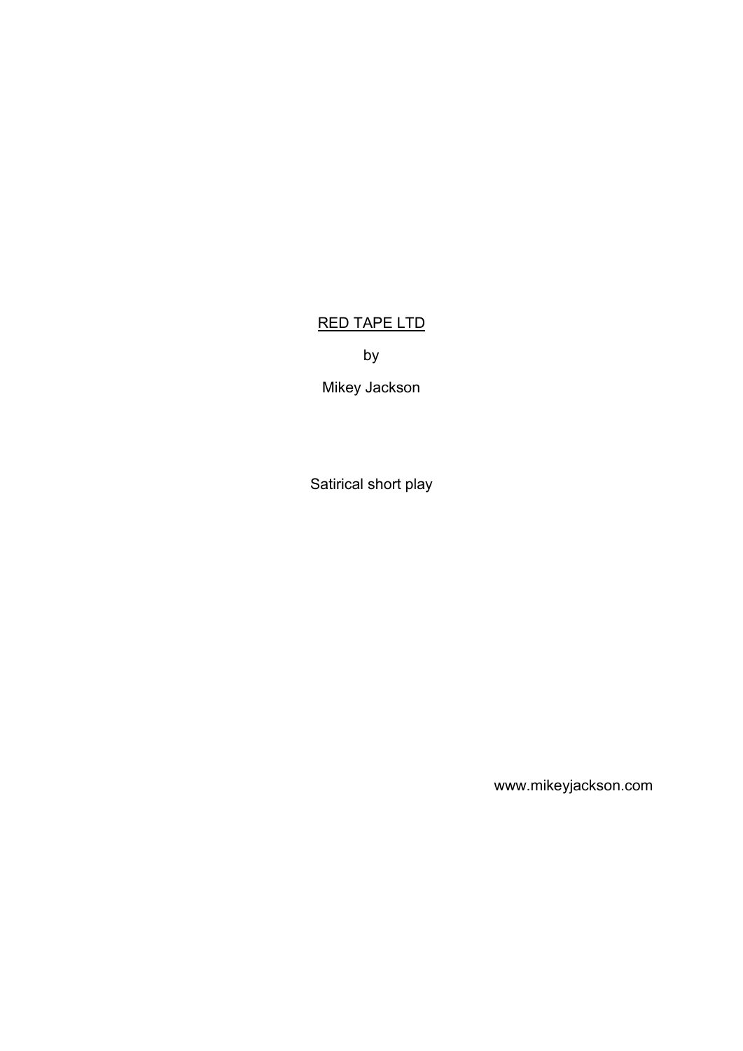# RED TAPE LTD

by

Mikey Jackson

Satirical short play

www.mikeyjackson.com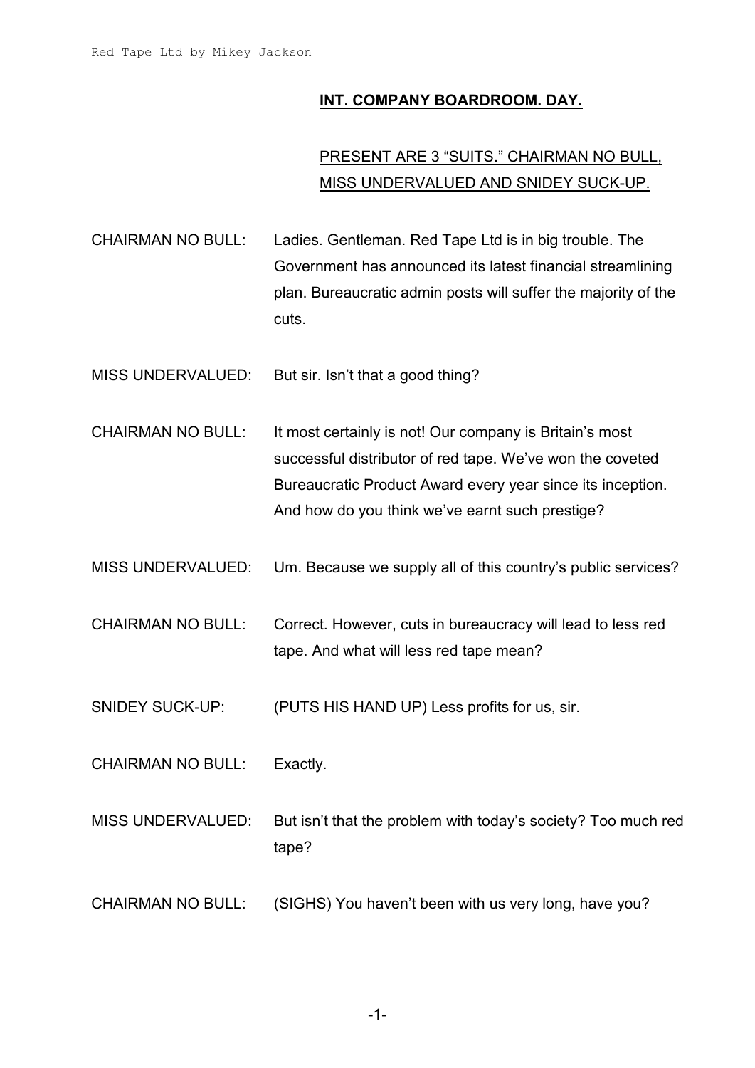**INT. COMPANY BOARDROOM. DAY.**

PRESENT ARE 3 "SUITS." CHAIRMAN NO BULL, MISS UNDERVALUED AND SNIDEY SUCK-UP.

CHAIRMAN NO BULL: Ladies. Gentleman. Red Tape Ltd is in big trouble. The Government has announced its latest financial streamlining plan. Bureaucratic admin posts will suffer the majority of the cuts.

MISS UNDERVALUED: But sir. Isn't that a good thing?

CHAIRMAN NO BULL: It most certainly is not! Our company is Britain's most successful distributor of red tape. We've won the coveted Bureaucratic Product Award every year since its inception. And how do you think we've earnt such prestige?

MISS UNDERVALUED: Um. Because we supply all of this country's public services?

CHAIRMAN NO BULL: Correct. However, cuts in bureaucracy will lead to less red tape. And what will less red tape mean?

SNIDEY SUCK-UP: (PUTS HIS HAND UP) Less profits for us, sir.

CHAIRMAN NO BULL: Exactly.

MISS UNDERVALUED: But isn't that the problem with today's society? Too much red tape?

CHAIRMAN NO BULL: (SIGHS) You haven't been with us very long, have you?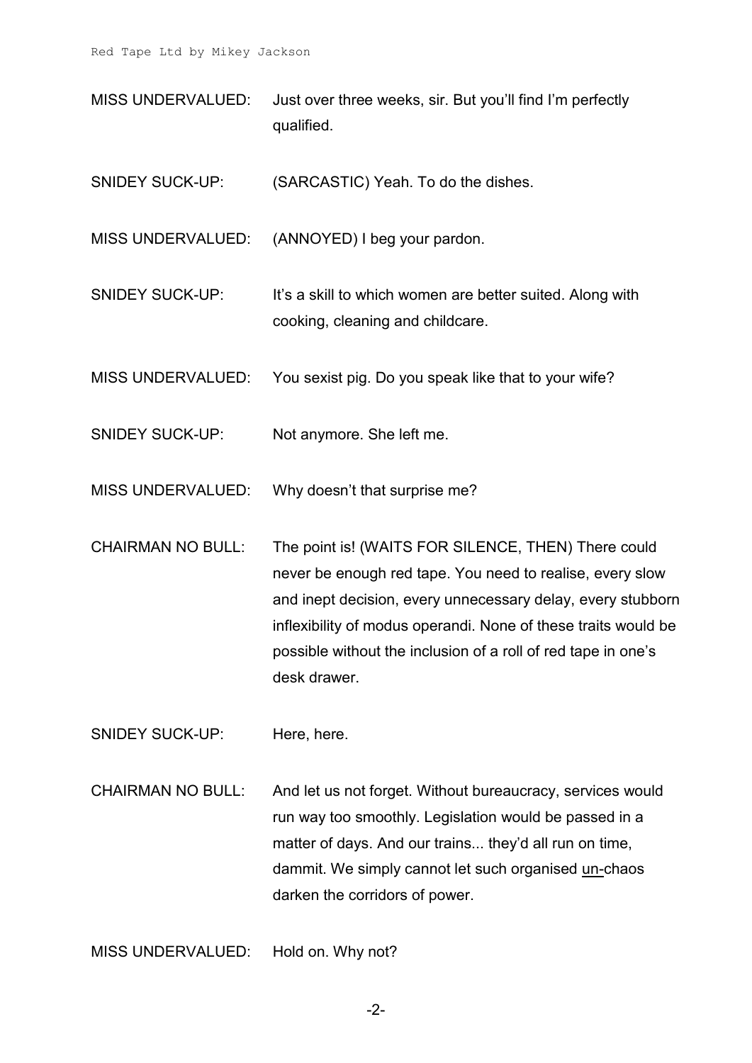MISS UNDERVALUED: Just over three weeks, sir. But you'll find I'm perfectly qualified.

SNIDEY SUCK-UP: (SARCASTIC) Yeah. To do the dishes.

MISS UNDERVALUED: (ANNOYED) I beg your pardon.

SNIDEY SUCK-UP: It's a skill to which women are better suited. Along with cooking, cleaning and childcare.

MISS UNDERVALUED: You sexist pig. Do you speak like that to your wife?

SNIDEY SUCK-UP: Not anymore. She left me.

MISS UNDERVALUED: Why doesn't that surprise me?

CHAIRMAN NO BULL: The point is! (WAITS FOR SILENCE, THEN) There could never be enough red tape. You need to realise, every slow and inept decision, every unnecessary delay, every stubborn inflexibility of modus operandi. None of these traits would be possible without the inclusion of a roll of red tape in one's desk drawer.

SNIDEY SUCK-UP: Here, here.

CHAIRMAN NO BULL: And let us not forget. Without bureaucracy, services would run way too smoothly. Legislation would be passed in a matter of days. And our trains... they'd all run on time, dammit. We simply cannot let such organised <u>un-</u>chaos darken the corridors of power.

MISS UNDERVALUED: Hold on. Why not?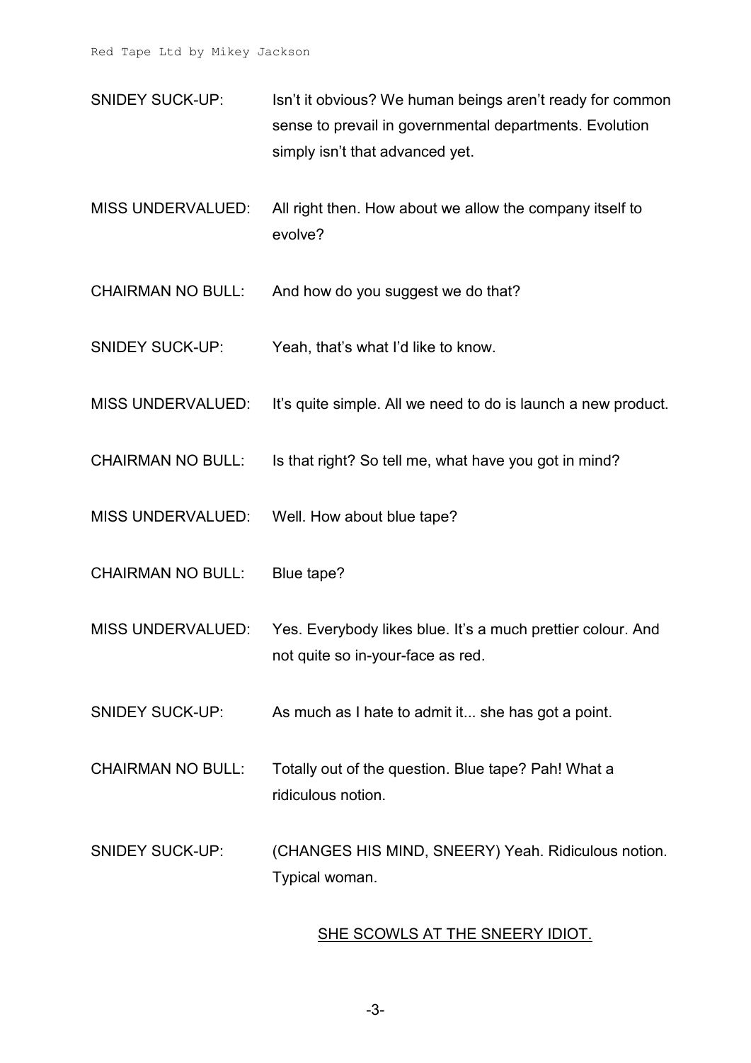SNIDEY SUCK-UP: Isn't it obvious? We human beings aren't ready for common sense to prevail in governmental departments. Evolution simply isn't that advanced yet.

MISS UNDERVALUED: All right then. How about we allow the company itself to evolve?

CHAIRMAN NO BULL: And how do you suggest we do that?

SNIDEY SUCK-UP: Yeah, that's what I'd like to know.

MISS UNDERVALUED: It's quite simple. All we need to do is launch a new product.

CHAIRMAN NO BULL: Is that right? So tell me, what have you got in mind?

MISS UNDERVALUED: Well. How about blue tape?

CHAIRMAN NO BULL: Blue tape?

MISS UNDERVALUED: Yes. Everybody likes blue. It's a much prettier colour. And not quite so in-your-face as red.

SNIDEY SUCK-UP: As much as I hate to admit it... she has got a point.

CHAIRMAN NO BULL: Totally out of the question. Blue tape? Pah! What a ridiculous notion.

SNIDEY SUCK-UP: (CHANGES HIS MIND, SNEERY) Yeah. Ridiculous notion. Typical woman.

<u>SHE SCOWLS AT THE SNEERY IDIOT.</u>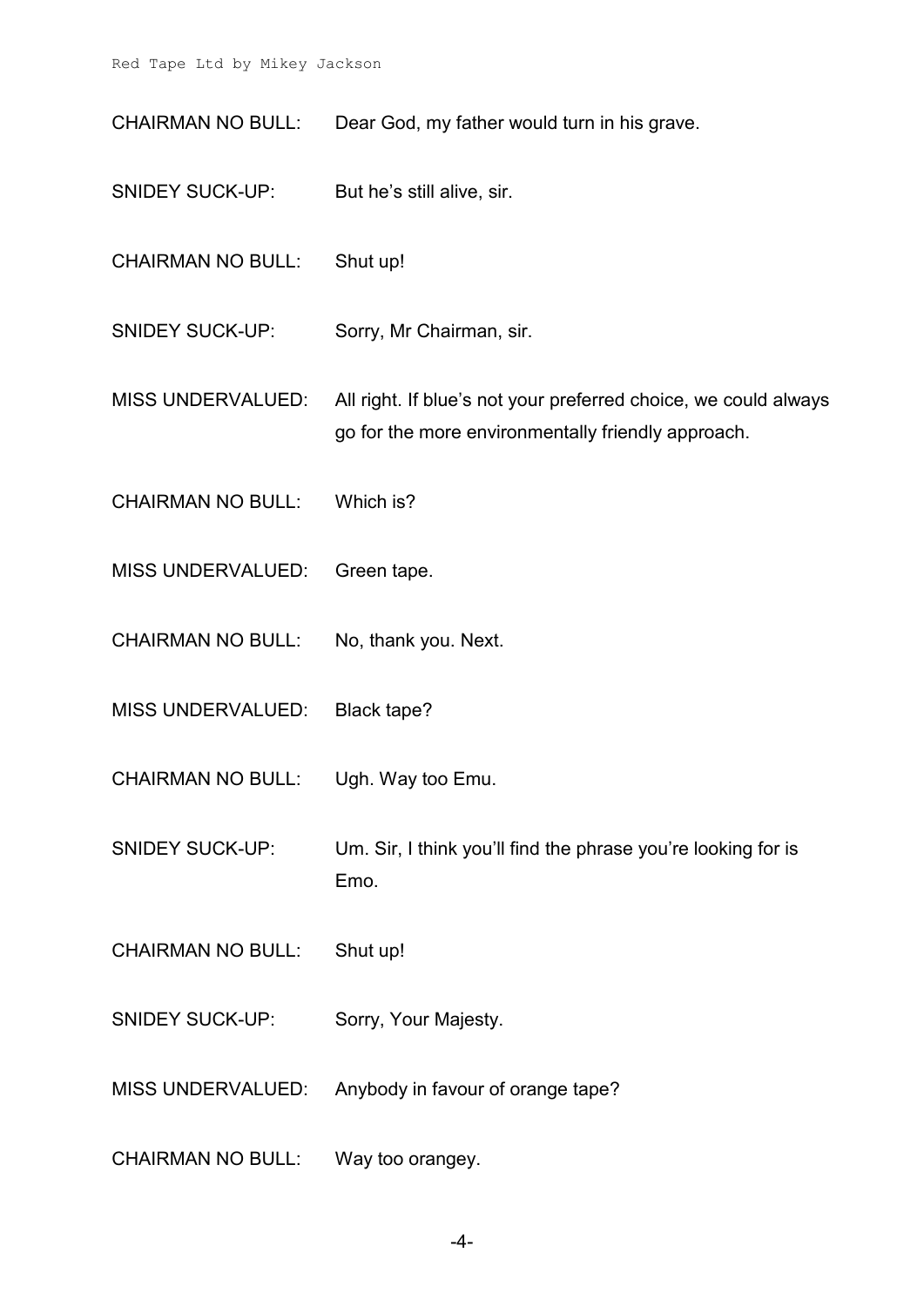CHAIRMAN NO BULL: Dear God, my father would turn in his grave.

SNIDEY SUCK-UP: But he's still alive, sir.

CHAIRMAN NO BULL: Shut up!

SNIDEY SUCK-UP: Sorry, Mr Chairman, sir.

MISS UNDERVALUED: All right. If blue's not your preferred choice, we could always go for the more environmentally friendly approach.

CHAIRMAN NO BULL: Which is?

MISS UNDERVALUED: Green tape.

CHAIRMAN NO BULL: No, thank you. Next.

MISS UNDERVALUED: Black tape?

CHAIRMAN NO BULL: Ugh. Way too Emu.

SNIDEY SUCK-UP: Um. Sir, I think you'll find the phrase you're looking for is Emo.

CHAIRMAN NO BULL: Shut up!

SNIDEY SUCK-UP: Sorry, Your Majesty.

MISS UNDERVALUED: Anybody in favour of orange tape?

CHAIRMAN NO BULL: Way too orangey.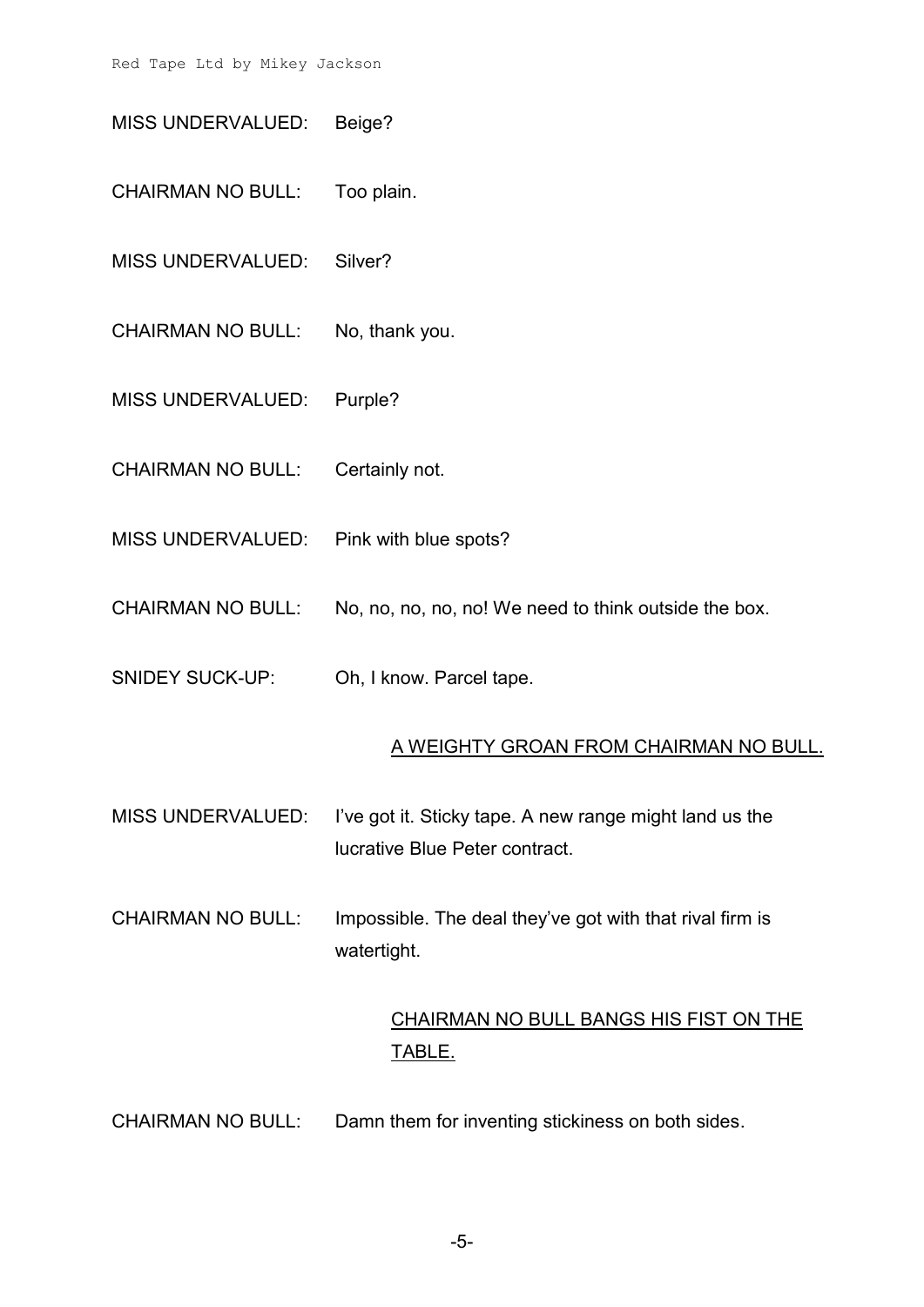MISS UNDERVALUED: Beige?

CHAIRMAN NO BULL: Too plain.

MISS UNDERVALUED: Silver?

CHAIRMAN NO BULL: No, thank you.

MISS UNDERVALUED: Purple?

CHAIRMAN NO BULL: Certainly not.

MISS UNDERVALUED: Pink with blue spots?

CHAIRMAN NO BULL: No, no, no, no, no! We need to think outside the box.

SNIDEY SUCK-UP: Oh, I know. Parcel tape.

<u>A WEIGHTY GROAN FROM CHAIRMAN NO BULL.</u>

MISS UNDERVALUED: I've got it. Sticky tape. A new range might land us the lucrative Blue Peter contract.

CHAIRMAN NO BULL: Impossible. The deal they've got with that rival firm is watertight.

<u>CHAIRMAN NO BULL BANGS HIS FIST ON THE TABLE.</u>

CHAIRMAN NO BULL: Damn them for inventing stickiness on both sides.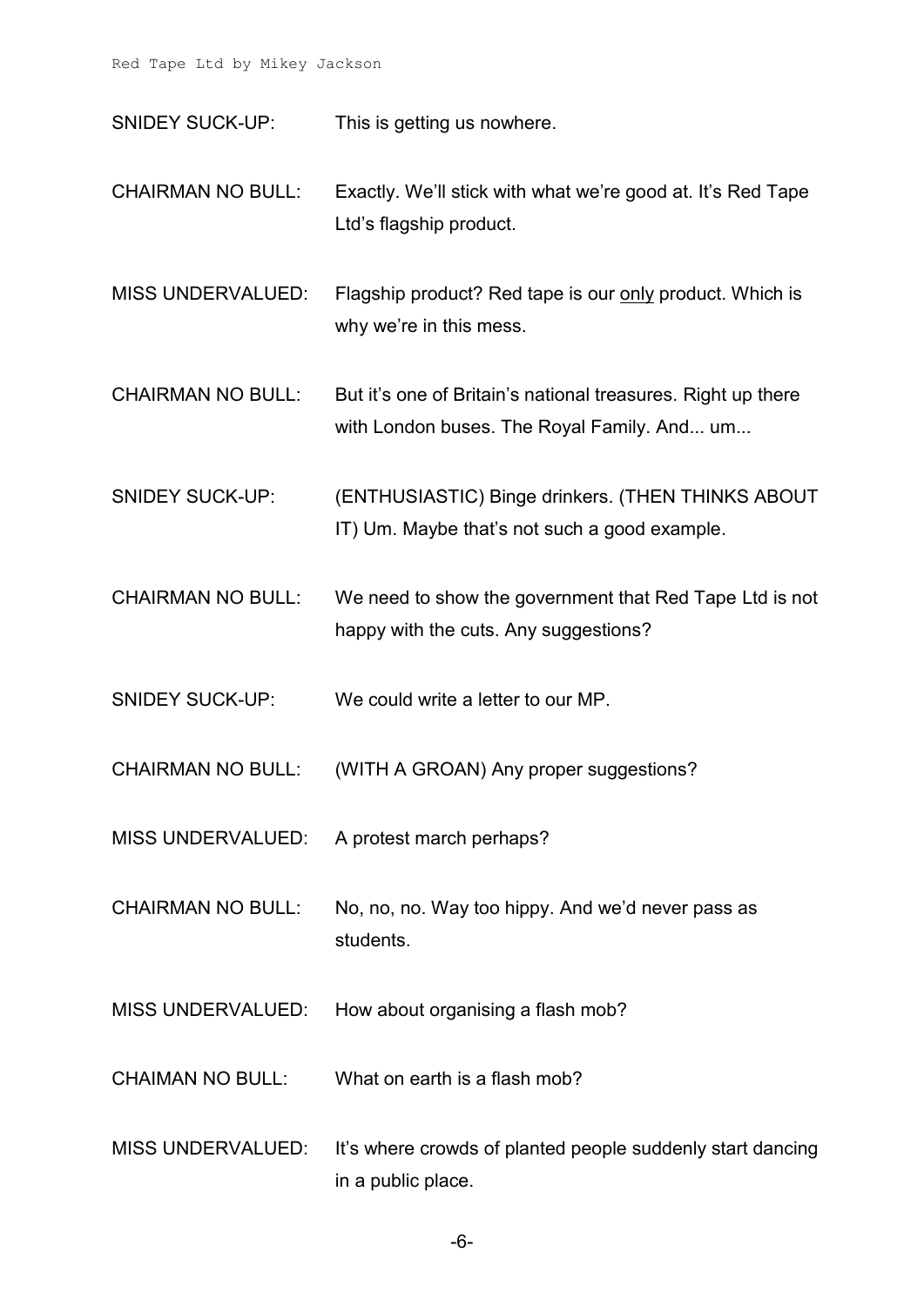SNIDEY SUCK-UP: This is getting us nowhere.

CHAIRMAN NO BULL: Exactly. We'll stick with what we're good at. It's Red Tape Ltd's flagship product.

MISS UNDERVALUED: Flagship product? Red tape is our <u>only</u> product. Which is why we're in this mess.

CHAIRMAN NO BULL: But it's one of Britain's national treasures. Right up there with London buses. The Royal Family. And... um...

SNIDEY SUCK-UP: (ENTHUSIASTIC) Binge drinkers. (THEN THINKS ABOUT IT) Um. Maybe that's not such a good example.

CHAIRMAN NO BULL: We need to show the government that Red Tape Ltd is not happy with the cuts. Any suggestions?

SNIDEY SUCK-UP: We could write a letter to our MP.

CHAIRMAN NO BULL: (WITH A GROAN) Any proper suggestions?

MISS UNDERVALUED: A protest march perhaps?

CHAIRMAN NO BULL: No, no, no. Way too hippy. And we'd never pass as students.

MISS UNDERVALUED: How about organising a flash mob?

CHAIMAN NO BULL: What on earth is a flash mob?

MISS UNDERVALUED: It's where crowds of planted people suddenly start dancing in a public place.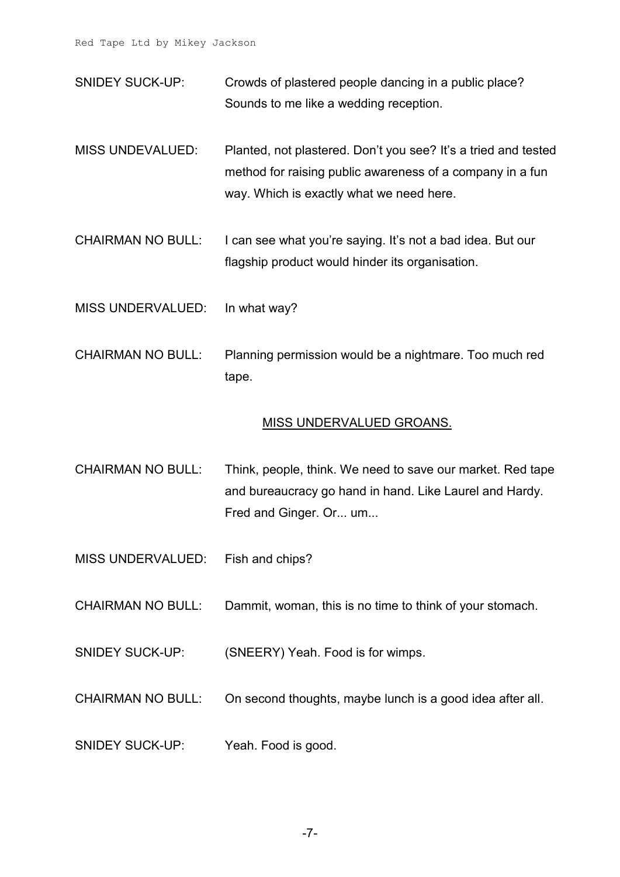SNIDEY SUCK-UP: Crowds of plastered people dancing in a public place? Sounds to me like a wedding reception.

MISS UNDEVALUED: Planted, not plastered. Don't you see? It's a tried and tested method for raising public awareness of a company in a fun way. Which is exactly what we need here.

CHAIRMAN NO BULL: I can see what you're saying. It's not a bad idea. But our flagship product would hinder its organisation.

MISS UNDERVALUED: In what way?

CHAIRMAN NO BULL: Planning permission would be a nightmare. Too much red tape.

<u>MISS UNDERVALUED GROANS.</u>

CHAIRMAN NO BULL: Think, people, think. We need to save our market. Red tape and bureaucracy go hand in hand. Like Laurel and Hardy. Fred and Ginger. Or... um...

MISS UNDERVALUED: Fish and chips?

CHAIRMAN NO BULL: Dammit, woman, this is no time to think of your stomach.

SNIDEY SUCK-UP: (SNEERY) Yeah. Food is for wimps.

CHAIRMAN NO BULL: On second thoughts, maybe lunch is a good idea after all.

SNIDEY SUCK-UP: Yeah. Food is good.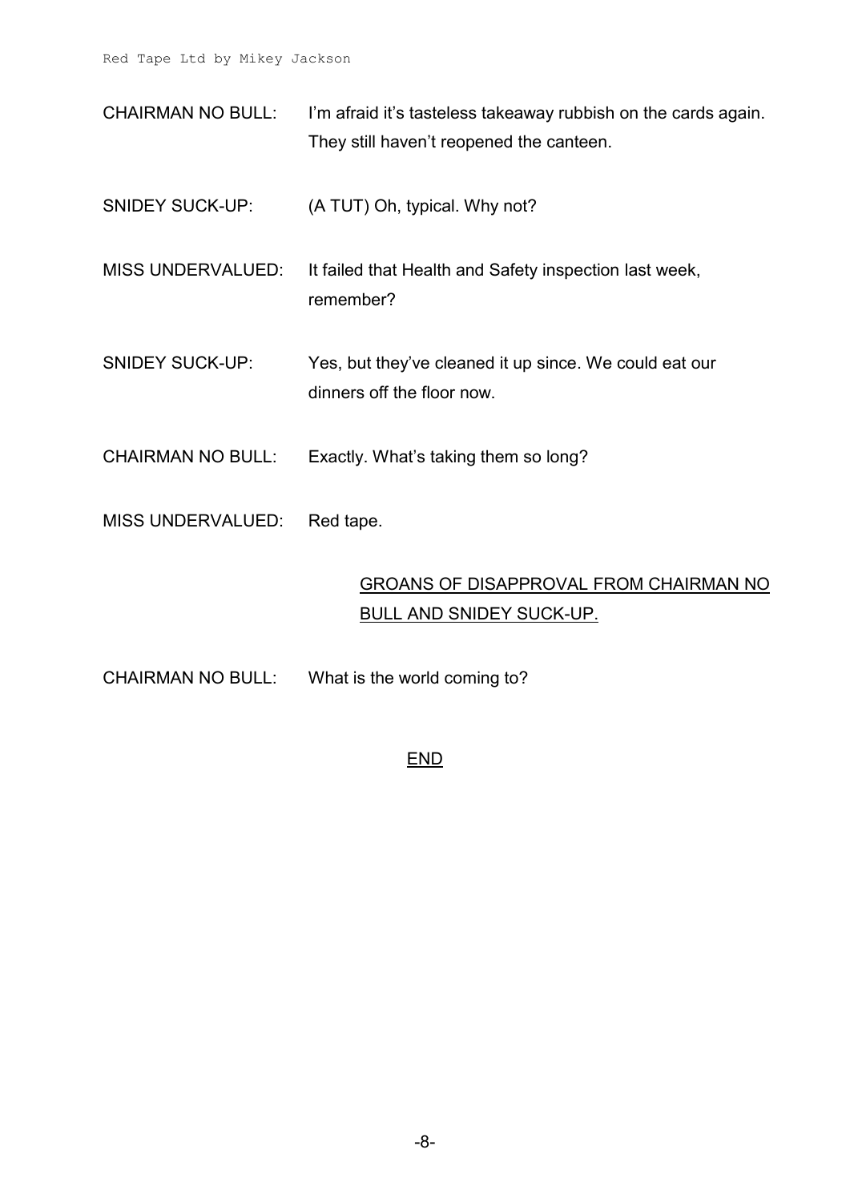CHAIRMAN NO BULL: I'm afraid it's tasteless takeaway rubbish on the cards again. They still haven't reopened the canteen.

SNIDEY SUCK-UP: (A TUT) Oh, typical. Why not?

MISS UNDERVALUED: It failed that Health and Safety inspection last week, remember?

SNIDEY SUCK-UP: Yes, but they've cleaned it up since. We could eat our dinners off the floor now.

CHAIRMAN NO BULL: Exactly. What's taking them so long?

MISS UNDERVALUED: Red tape.

<u>GROANS OF DISAPPROVAL FROM CHAIRMAN NO BULL AND SNIDEY SUCK-UP.</u>

CHAIRMAN NO BULL: What is the world coming to?

<u>END</u>